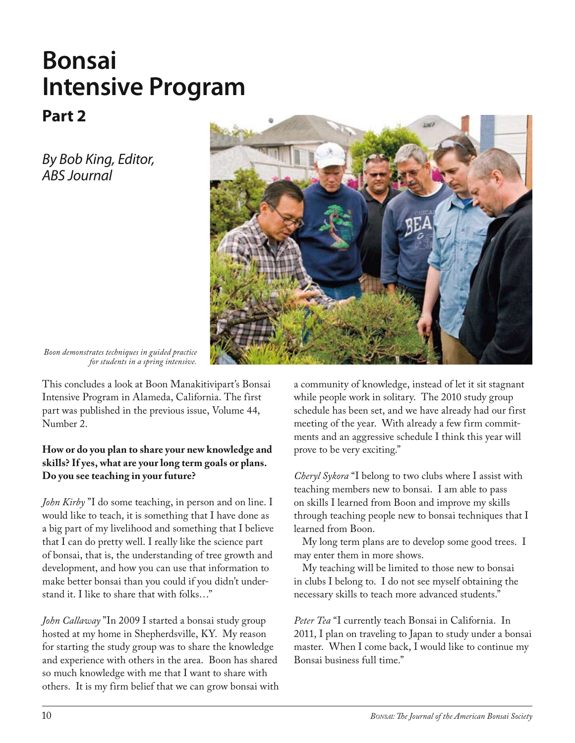# Bonsai Intensive Program

## Part 2

*By Bob King, Editor, ABS Journal*

*Boon demonstrates techniques in guided practice for students in a spring intensive.*

This concludes a look at Boon Manakitivipart's Bonsai Intensive Program in Alameda, California. The first part was published in the previous issue, Volume 44, Number 2.

**How or do you plan to share your new knowledge and skills? If yes, what are your long term goals or plans. Do you see teaching in your future?**

*John Kirby* "I do some teaching, in person and on line. I would like to teach, it is something that I have done as a big part of my livelihood and something that I believe that I can do pretty well. I really like the science part of bonsai, that is, the understanding of tree growth and development, and how you can use that information to make better bonsai than you could if you didn't understand it. I like to share that with folks…"

*John Callaway* "In 2009 I started a bonsai study group hosted at my home in Shepherdsville, KY. My reason for starting the study group was to share the knowledge and experience with others in the area. Boon has shared so much knowledge with me that I want to share with others. It is my firm belief that we can grow bonsai with a community of knowledge, instead of let it sit stagnant while people work in solitary. The 2010 study group schedule has been set, and we have already had our first meeting of the year. With already a few firm commitments and an aggressive schedule I think this year will prove to be very exciting."

*Cheryl Sykora* "I belong to two clubs where I assist with teaching members new to bonsai. I am able to pass on skills I learned from Boon and improve my skills through teaching people new to bonsai techniques that I learned from Boon.

My long term plans are to develop some good trees. I may enter them in more shows.

My teaching will be limited to those new to bonsai in clubs I belong to. I do not see myself obtaining the necessary skills to teach more advanced students."

*Peter Tea* "I currently teach Bonsai in California. In 2011, I plan on traveling to Japan to study under a bonsai master. When I come back, I would like to continue my Bonsai business full time."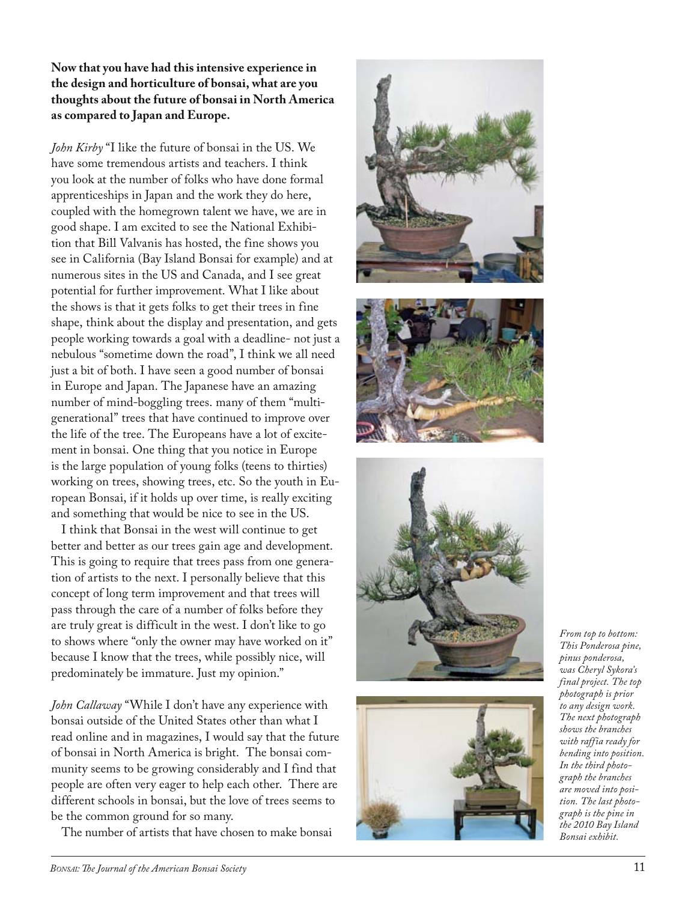**Now that you have had this intensive experience in the design and horticulture of bonsai, what are you thoughts about the future of bonsai in North America as compared to Japan and Europe.**

*John Kirby* "I like the future of bonsai in the US. We have some tremendous artists and teachers. I think you look at the number of folks who have done formal apprenticeships in Japan and the work they do here, coupled with the homegrown talent we have, we are in good shape. I am excited to see the National Exhibition that Bill Valvanis has hosted, the fine shows you see in California (Bay Island Bonsai for example) and at numerous sites in the US and Canada, and I see great potential for further improvement. What I like about the shows is that it gets folks to get their trees in fine shape, think about the display and presentation, and gets people working towards a goal with a deadline- not just a nebulous "sometime down the road", I think we all need just a bit of both. I have seen a good number of bonsai in Europe and Japan. The Japanese have an amazing number of mind-boggling trees. many of them "multi-generational" trees that have continued to improve over the life of the tree. The Europeans have a lot of excitement in bonsai. One thing that you notice in Europe is the large population of young folks (teens to thirties) working on trees, showing trees, etc. So the youth in European Bonsai, if it holds up over time, is really exciting and something that would be nice to see in the US.

I think that Bonsai in the west will continue to get better and better as our trees gain age and development. This is going to require that trees pass from one generation of artists to the next. I personally believe that this concept of long term improvement and that trees will pass through the care of a number of folks before they are truly great is difficult in the west. I don't like to go to shows where "only the owner may have worked on it" because I know that the trees, while possibly nice, will predominately be immature. Just my opinion."

*John Callaway* "While I don't have any experience with bonsai outside of the United States other than what I read online and in magazines, I would say that the future of bonsai in North America is bright. The bonsai community seems to be growing considerably and I find that people are often very eager to help each other. There are different schools in bonsai, but the love of trees seems to be the common ground for so many.

The number of artists that have chosen to make bonsai

*From top to bottom: This Ponderosa pine, pinus ponderosa, was Cheryl Sykora's final project. The top photograph is prior to any design work. The next photograph shows the branches with raffia ready for bending into position. In the third photograph the branches are moved into position. The last photograph is the pine in the 2010 Bay Island Bonsai exhibit.*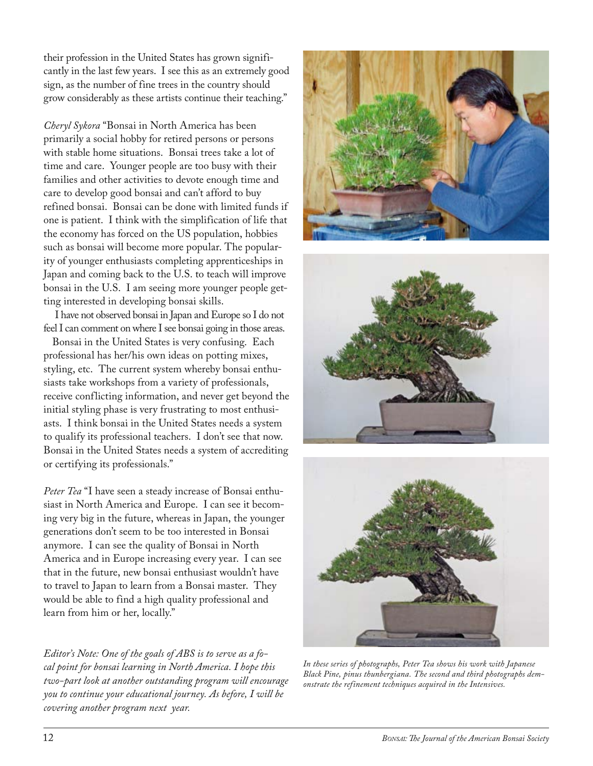their profession in the United States has grown significantly in the last few years. I see this as an extremely good sign, as the number of fine trees in the country should grow considerably as these artists continue their teaching."

*Cheryl Sykora* "Bonsai in North America has been primarily a social hobby for retired persons or persons with stable home situations. Bonsai trees take a lot of time and care. Younger people are too busy with their families and other activities to devote enough time and care to develop good bonsai and can't afford to buy refined bonsai. Bonsai can be done with limited funds if one is patient. I think with the simplification of life that the economy has forced on the US population, hobbies such as bonsai will become more popular. The popularity of younger enthusiasts completing apprenticeships in Japan and coming back to the U.S. to teach will improve bonsai in the U.S. I am seeing more younger people getting interested in developing bonsai skills.

I have not observed bonsai in Japan and Europe so I do not feel I can comment on where I see bonsai going in those areas.

Bonsai in the United States is very confusing. Each professional has her/his own ideas on potting mixes, styling, etc. The current system whereby bonsai enthusiasts take workshops from a variety of professionals, receive conflicting information, and never get beyond the initial styling phase is very frustrating to most enthusiasts. I think bonsai in the United States needs a system to qualify its professional teachers. I don't see that now. Bonsai in the United States needs a system of accrediting or certifying its professionals."

*Peter Tea* "I have seen a steady increase of Bonsai enthusiast in North America and Europe. I can see it becoming very big in the future, whereas in Japan, the younger generations don't seem to be too interested in Bonsai anymore. I can see the quality of Bonsai in North America and in Europe increasing every year. I can see that in the future, new bonsai enthusiast wouldn't have to travel to Japan to learn from a Bonsai master. They would be able to find a high quality professional and learn from him or her, locally."

*Editor's Note: One of the goals of ABS is to serve as a focal point for bonsai learning in North America. I hope this two-part look at another outstanding program will encourage you to continue your educational journey. As before, I will be covering another program next year.*

*In these series of photographs, Peter Tea shows his work with Japanese Black Pine, pinus thunbergiana. The second and third photographs demonstrate the refinement techniques acquired in the Intensives.*